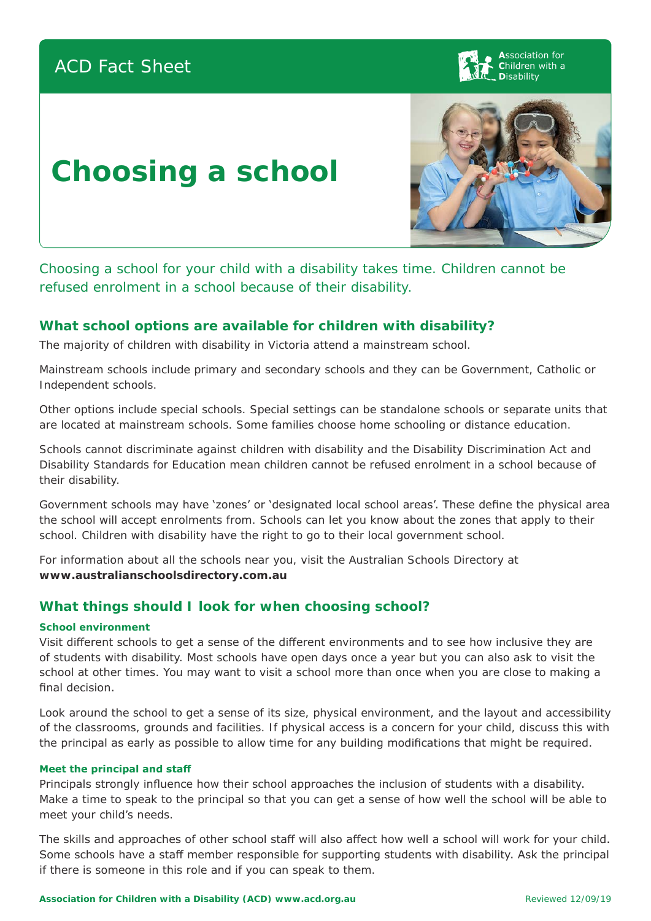ACD Fact Sheet

# Choosing a school

Choosing a school for your child with a disability takes time. Children cannot be refused enrolment in a school because of their disability.

## What school options are available for children with disability?

The majority of children with disability in Victoria attend a mainstream school.

Mainstream schools include primary and secondary schools and they can be Government, Catholic or Independent schools.

Other options include special schools. Special settings can be standalone schools or separate units that are located at mainstream schools. Some families choose home schooling or distance education.

Schools cannot discriminate against children with disability and the Disability Discrimination Act and Disability Standards for Education mean children cannot be refused enrolment in a school because of their disability.

Government schools may have 'zones' or 'designated local school areas'. These define the physical area the school will accept enrolments from. Schools can let you know about the zones that apply to their school. Children with disability have the right to go to their local government school.

For information about all the schools near you, visit the Australian Schools Directory at **www.australianschoolsdirectory.com.au**

## What things should I look for when choosing school?

### School environment

Visit different schools to get a sense of the different environments and to see how inclusive they are of students with disability. Most schools have open days once a year but you can also ask to visit the school at other times. You may want to visit a school more than once when you are close to making a final decision.

Look around the school to get a sense of its size, physical environment, and the layout and accessibility of the classrooms, grounds and facilities. If physical access is a concern for your child, discuss this with the principal as early as possible to allow time for any building modifications that might be required.

### Meet the principal and staff

Principals strongly influence how their school approaches the inclusion of students with a disability. Make a time to speak to the principal so that you can get a sense of how well the school will be able to meet your child's needs.

The skills and approaches of other school staff will also affect how well a school will work for your child. Some schools have a staff member responsible for supporting students with disability. Ask the principal if there is someone in this role and if you can speak to them.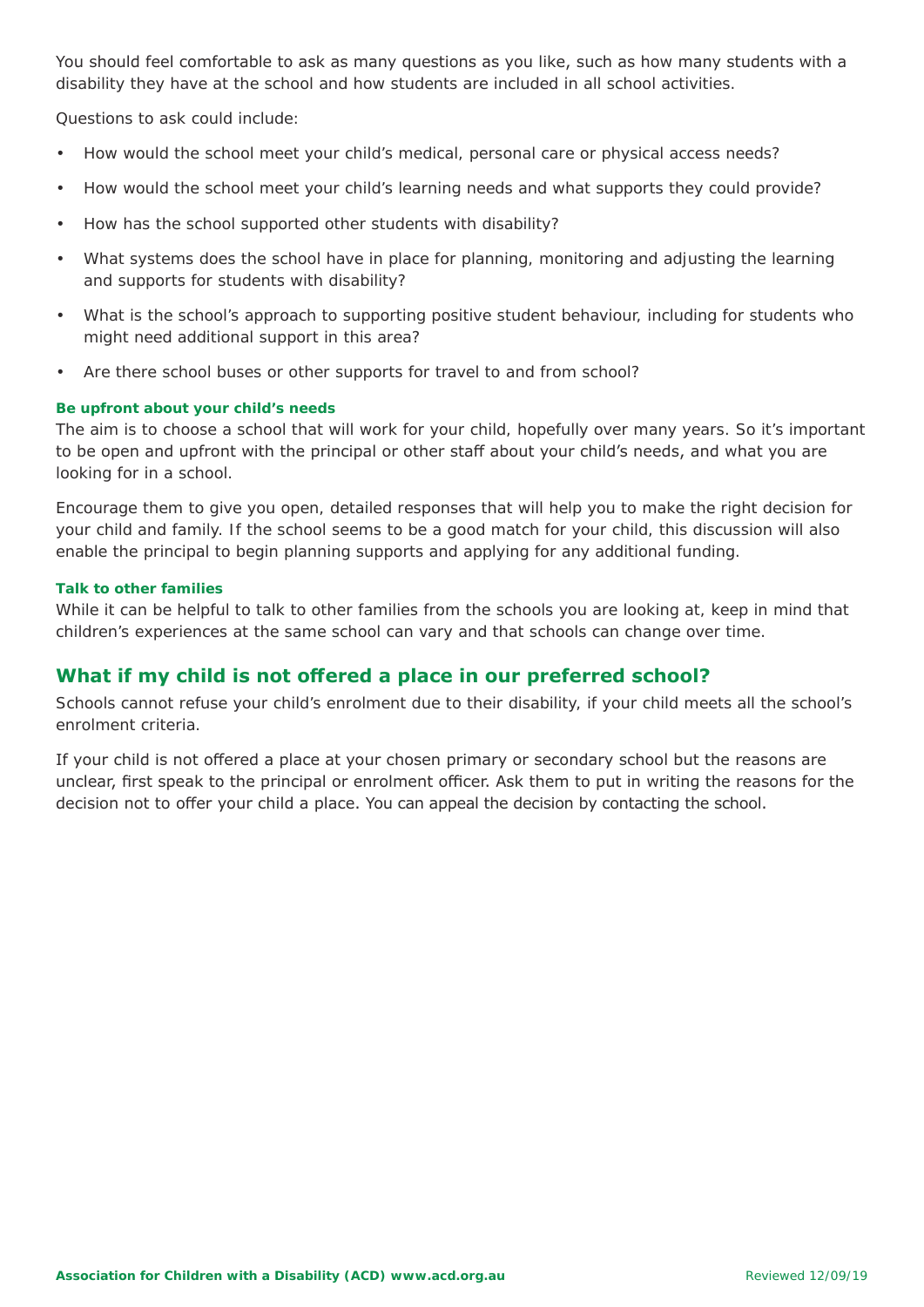You should feel comfortable to ask as many questions as you like, such as how many students with a disability they have at the school and how students are included in all school activities.

Questions to ask could include:

- How would the school meet your child's medical, personal care or physical access needs?
- How would the school meet your child's learning needs and what supports they could provide?
- How has the school supported other students with disability?
- What systems does the school have in place for planning, monitoring and adjusting the learning and supports for students with disability?
- What is the school's approach to supporting positive student behaviour, including for students who might need additional support in this area?
- Are there school buses or other supports for travel to and from school?

#### Be upfront about your child's needs

The aim is to choose a school that will work for your child, hopefully over many years. So it's important to be open and upfront with the principal or other staff about your child's needs, and what you are looking for in a school.

Encourage them to give you open, detailed responses that will help you to make the right decision for your child and family. If the school seems to be a good match for your child, this discussion will also enable the principal to begin planning supports and applying for any additional funding.

#### Talk to other families

While it can be helpful to talk to other families from the schools you are looking at, keep in mind that children's experiences at the same school can vary and that schools can change over time.

## What if my child is not offered a place in our preferred school?

Schools cannot refuse your child's enrolment due to their disability, if your child meets all the school's enrolment criteria.

If your child is not offered a place at your chosen primary or secondary school but the reasons are unclear, first speak to the principal or enrolment officer. Ask them to put in writing the reasons for the decision not to offer your child a place. You can appeal the decision by contacting the school.